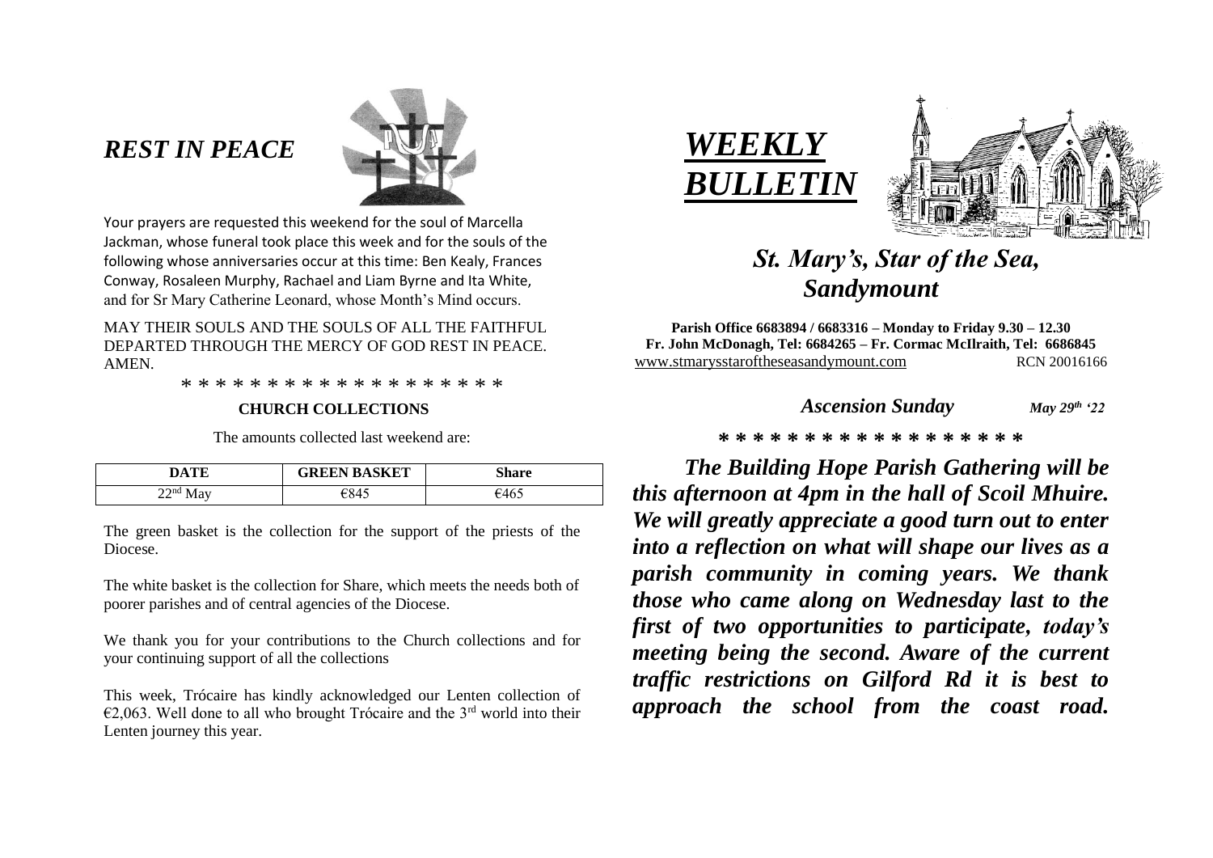# *REST IN PEACE*

Your prayers are requested this weekend for the soul of Marcella Jackman, whose funeral took place this week and for the souls of the following whose anniversaries occur at this time: Ben Kealy, Frances Conway, Rosaleen Murphy, Rachael and Liam Byrne and Ita White, and for Sr Mary Catherine Leonard, whose Month's Mind occurs.

MAY THEIR SOULS AND THE SOULS OF ALL THE FAITHFUL DEPARTED THROUGH THE MERCY OF GOD REST IN PEACE. AMEN.

* * * * * * * * * * * * * * * * * * *

**CHURCH COLLECTIONS**

The amounts collected last weekend are:

| DATE | GREEN BASKET | Share |
|---|---|---|
| 22nd May | €845 | €465 |

The green basket is the collection for the support of the priests of the Diocese.

The white basket is the collection for Share, which meets the needs both of poorer parishes and of central agencies of the Diocese.

We thank you for your contributions to the Church collections and for your continuing support of all the collections

This week, Trócaire has kindly acknowledged our Lenten collection of €2,063. Well done to all who brought Trócaire and the 3rd world into their Lenten journey this year.

# *WEEKLY BULLETIN*

## *St. Mary's, Star of the Sea, Sandymount*

**Parish Office 6683894 / 6683316 – Monday to Friday 9.30 – 12.30**
**Fr. John McDonagh, Tel: 6684265 – Fr. Cormac McIlraith, Tel: 6686845**
www.stmarysstaroftheseasandymount.com RCN 20016166

***Ascension Sunday*** ***May 29th '22***

* * * * * * * * * * * * * * * * * *

***The Building Hope Parish Gathering will be this afternoon at 4pm in the hall of Scoil Mhuire. We will greatly appreciate a good turn out to enter into a reflection on what will shape our lives as a parish community in coming years. We thank those who came along on Wednesday last to the first of two opportunities to participate, today's meeting being the second. Aware of the current traffic restrictions on Gilford Rd it is best to approach the school from the coast road.***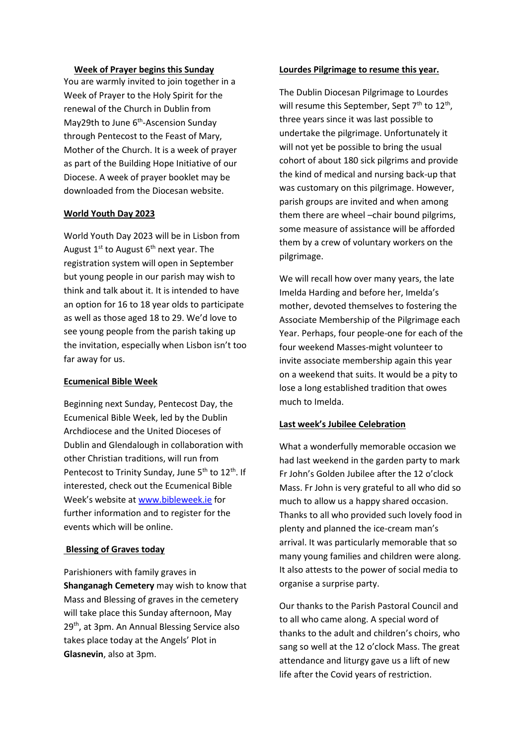## Week of Prayer begins this Sunday

You are warmly invited to join together in a Week of Prayer to the Holy Spirit for the renewal of the Church in Dublin from May29th to June 6th-Ascension Sunday through Pentecost to the Feast of Mary, Mother of the Church. It is a week of prayer as part of the Building Hope Initiative of our Diocese. A week of prayer booklet may be downloaded from the Diocesan website.

## World Youth Day 2023

World Youth Day 2023 will be in Lisbon from August 1st to August 6th next year. The registration system will open in September but young people in our parish may wish to think and talk about it. It is intended to have an option for 16 to 18 year olds to participate as well as those aged 18 to 29. We'd love to see young people from the parish taking up the invitation, especially when Lisbon isn't too far away for us.

## Ecumenical Bible Week

Beginning next Sunday, Pentecost Day, the Ecumenical Bible Week, led by the Dublin Archdiocese and the United Dioceses of Dublin and Glendalough in collaboration with other Christian traditions, will run from Pentecost to Trinity Sunday, June 5th to 12th. If interested, check out the Ecumenical Bible Week's website at www.bibleweek.ie for further information and to register for the events which will be online.

## Blessing of Graves today

Parishioners with family graves in **Shanganagh Cemetery** may wish to know that Mass and Blessing of graves in the cemetery will take place this Sunday afternoon, May 29th, at 3pm. An Annual Blessing Service also takes place today at the Angels' Plot in **Glasnevin**, also at 3pm.

## Lourdes Pilgrimage to resume this year.

The Dublin Diocesan Pilgrimage to Lourdes will resume this September, Sept 7th to 12th, three years since it was last possible to undertake the pilgrimage. Unfortunately it will not yet be possible to bring the usual cohort of about 180 sick pilgrims and provide the kind of medical and nursing back-up that was customary on this pilgrimage. However, parish groups are invited and when among them there are wheel –chair bound pilgrims, some measure of assistance will be afforded them by a crew of voluntary workers on the pilgrimage.

We will recall how over many years, the late Imelda Harding and before her, Imelda's mother, devoted themselves to fostering the Associate Membership of the Pilgrimage each Year. Perhaps, four people-one for each of the four weekend Masses-might volunteer to invite associate membership again this year on a weekend that suits. It would be a pity to lose a long established tradition that owes much to Imelda.

## Last week's Jubilee Celebration

What a wonderfully memorable occasion we had last weekend in the garden party to mark Fr John's Golden Jubilee after the 12 o'clock Mass. Fr John is very grateful to all who did so much to allow us a happy shared occasion. Thanks to all who provided such lovely food in plenty and planned the ice-cream man's arrival. It was particularly memorable that so many young families and children were along. It also attests to the power of social media to organise a surprise party.

Our thanks to the Parish Pastoral Council and to all who came along. A special word of thanks to the adult and children's choirs, who sang so well at the 12 o'clock Mass. The great attendance and liturgy gave us a lift of new life after the Covid years of restriction.